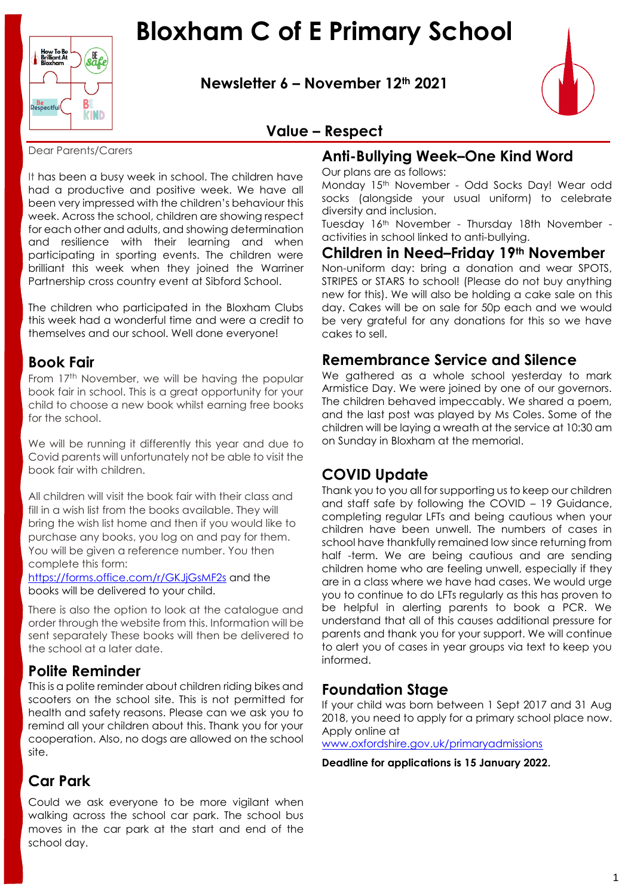# Bloxham C of E Primary School

## Newsletter 6 – November 12th 2021

## Value – Respect

Dear Parents/Carers

It has been a busy week in school. The children have had a productive and positive week. We have all been very impressed with the children's behaviour this week. Across the school, children are showing respect for each other and adults, and showing determination and resilience with their learning and when participating in sporting events. The children were brilliant this week when they joined the Warriner Partnership cross country event at Sibford School.

The children who participated in the Bloxham Clubs this week had a wonderful time and were a credit to themselves and our school. Well done everyone!

## Book Fair

From 17th November, we will be having the popular book fair in school. This is a great opportunity for your child to choose a new book whilst earning free books for the school.

We will be running it differently this year and due to Covid parents will unfortunately not be able to visit the book fair with children.

All children will visit the book fair with their class and fill in a wish list from the books available. They will bring the wish list home and then if you would like to purchase any books, you log on and pay for them. You will be given a reference number. You then complete this form: https://forms.office.com/r/GKJjGsMF2s and the books will be delivered to your child.

There is also the option to look at the catalogue and order through the website from this. Information will be sent separately These books will then be delivered to the school at a later date.

## Polite Reminder

This is a polite reminder about children riding bikes and scooters on the school site. This is not permitted for health and safety reasons. Please can we ask you to remind all your children about this. Thank you for your cooperation. Also, no dogs are allowed on the school site.

## Car Park

Could we ask everyone to be more vigilant when walking across the school car park. The school bus moves in the car park at the start and end of the school day.

## Anti-Bullying Week–One Kind Word

Our plans are as follows:

Monday 15th November - Odd Socks Day! Wear odd socks (alongside your usual uniform) to celebrate diversity and inclusion.

Tuesday 16th November - Thursday 18th November - activities in school linked to anti-bullying.

## Children in Need–Friday 19th November

Non-uniform day: bring a donation and wear SPOTS, STRIPES or STARS to school! (Please do not buy anything new for this). We will also be holding a cake sale on this day. Cakes will be on sale for 50p each and we would be very grateful for any donations for this so we have cakes to sell.

## Remembrance Service and Silence

We gathered as a whole school yesterday to mark Armistice Day. We were joined by one of our governors. The children behaved impeccably. We shared a poem, and the last post was played by Ms Coles. Some of the children will be laying a wreath at the service at 10:30 am on Sunday in Bloxham at the memorial.

## COVID Update

Thank you to you all for supporting us to keep our children and staff safe by following the COVID – 19 Guidance, completing regular LFTs and being cautious when your children have been unwell. The numbers of cases in school have thankfully remained low since returning from half -term. We are being cautious and are sending children home who are feeling unwell, especially if they are in a class where we have had cases. We would urge you to continue to do LFTs regularly as this has proven to be helpful in alerting parents to book a PCR. We understand that all of this causes additional pressure for parents and thank you for your support. We will continue to alert you of cases in year groups via text to keep you informed.

## Foundation Stage

If your child was born between 1 Sept 2017 and 31 Aug 2018, you need to apply for a primary school place now. Apply online at www.oxfordshire.gov.uk/primaryadmissions

**Deadline for applications is 15 January 2022.**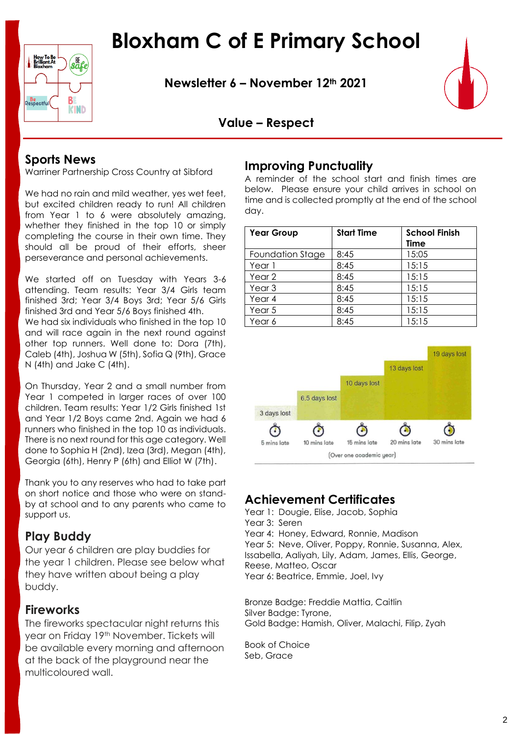# Bloxham C of E Primary School

**Newsletter 6 – November 12th 2021**

**Value – Respect**

## Sports News

Warriner Partnership Cross Country at Sibford

We had no rain and mild weather, yes wet feet, but excited children ready to run! All children from Year 1 to 6 were absolutely amazing, whether they finished in the top 10 or simply completing the course in their own time. They should all be proud of their efforts, sheer perseverance and personal achievements.

We started off on Tuesday with Years 3-6 attending. Team results: Year 3/4 Girls team finished 3rd; Year 3/4 Boys 3rd; Year 5/6 Girls finished 3rd and Year 5/6 Boys finished 4th.
We had six individuals who finished in the top 10 and will race again in the next round against other top runners. Well done to: Dora (7th), Caleb (4th), Joshua W (5th), Sofia Q (9th), Grace N (4th) and Jake C (4th).

On Thursday, Year 2 and a small number from Year 1 competed in larger races of over 100 children. Team results: Year 1/2 Girls finished 1st and Year 1/2 Boys came 2nd. Again we had 6 runners who finished in the top 10 as individuals. There is no next round for this age category. Well done to Sophia H (2nd), Izea (3rd), Megan (4th), Georgia (6th), Henry P (6th) and Elliot W (7th).

Thank you to any reserves who had to take part on short notice and those who were on stand-by at school and to any parents who came to support us.

## Play Buddy

Our year 6 children are play buddies for the year 1 children. Please see below what they have written about being a play buddy.

## Fireworks

The fireworks spectacular night returns this year on Friday 19th November. Tickets will be available every morning and afternoon at the back of the playground near the multicoloured wall.

## Improving Punctuality

A reminder of the school start and finish times are below. Please ensure your child arrives in school on time and is collected promptly at the end of the school day.

| Year Group | Start Time | School Finish Time |
|---|---|---|
| Foundation Stage | 8:45 | 15:05 |
| Year 1 | 8:45 | 15:15 |
| Year 2 | 8:45 | 15:15 |
| Year 3 | 8:45 | 15:15 |
| Year 4 | 8:45 | 15:15 |
| Year 5 | 8:45 | 15:15 |
| Year 6 | 8:45 | 15:15 |

| 5 mins late | 10 mins late | 15 mins late | 20 mins late | 30 mins late |
|---|---|---|---|---|
| 3 days lost | 6.5 days lost | 10 days lost | 13 days lost | 19 days lost |

(Over one academic year)

## Achievement Certificates

Year 1: Dougie, Elise, Jacob, Sophia
Year 3: Seren
Year 4: Honey, Edward, Ronnie, Madison
Year 5: Neve, Oliver, Poppy, Ronnie, Susanna, Alex, Issabella, Aaliyah, Lily, Adam, James, Ellis, George, Reese, Matteo, Oscar
Year 6: Beatrice, Emmie, Joel, Ivy

Bronze Badge: Freddie Mattia, Caitlin
Silver Badge: Tyrone,
Gold Badge: Hamish, Oliver, Malachi, Filip, Zyah

Book of Choice
Seb, Grace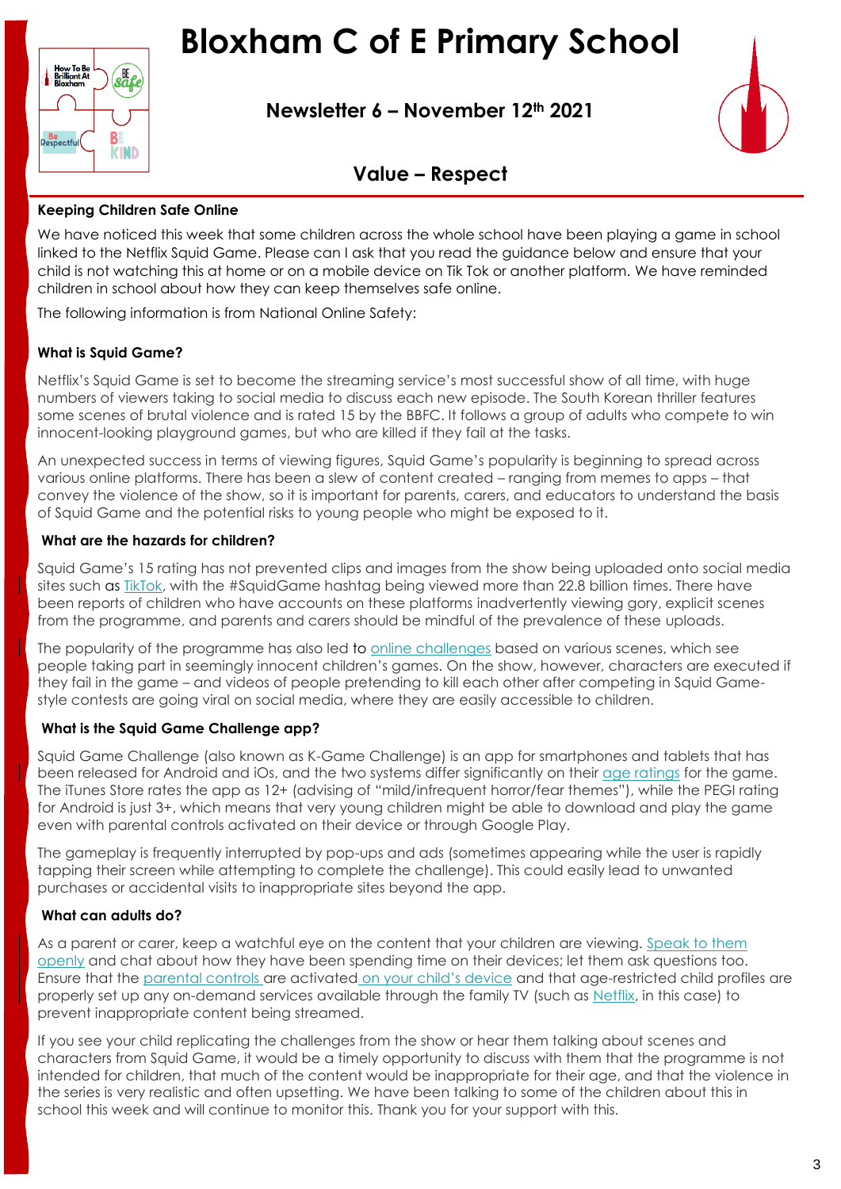# Bloxham C of E Primary School

## Newsletter 6 – November 12th 2021

## Value – Respect

**Keeping Children Safe Online**

We have noticed this week that some children across the whole school have been playing a game in school linked to the Netflix Squid Game. Please can I ask that you read the guidance below and ensure that your child is not watching this at home or on a mobile device on Tik Tok or another platform. We have reminded children in school about how they can keep themselves safe online.

The following information is from National Online Safety:

**What is Squid Game?**

Netflix's Squid Game is set to become the streaming service's most successful show of all time, with huge numbers of viewers taking to social media to discuss each new episode. The South Korean thriller features some scenes of brutal violence and is rated 15 by the BBFC. It follows a group of adults who compete to win innocent-looking playground games, but who are killed if they fail at the tasks.

An unexpected success in terms of viewing figures, Squid Game's popularity is beginning to spread across various online platforms. There has been a slew of content created – ranging from memes to apps – that convey the violence of the show, so it is important for parents, carers, and educators to understand the basis of Squid Game and the potential risks to young people who might be exposed to it.

**What are the hazards for children?**

Squid Game's 15 rating has not prevented clips and images from the show being uploaded onto social media sites such as TikTok, with the #SquidGame hashtag being viewed more than 22.8 billion times. There have been reports of children who have accounts on these platforms inadvertently viewing gory, explicit scenes from the programme, and parents and carers should be mindful of the prevalence of these uploads.

The popularity of the programme has also led to online challenges based on various scenes, which see people taking part in seemingly innocent children's games. On the show, however, characters are executed if they fail in the game – and videos of people pretending to kill each other after competing in Squid Game-style contests are going viral on social media, where they are easily accessible to children.

**What is the Squid Game Challenge app?**

Squid Game Challenge (also known as K-Game Challenge) is an app for smartphones and tablets that has been released for Android and iOs, and the two systems differ significantly on their age ratings for the game. The iTunes Store rates the app as 12+ (advising of "mild/infrequent horror/fear themes"), while the PEGI rating for Android is just 3+, which means that very young children might be able to download and play the game even with parental controls activated on their device or through Google Play.

The gameplay is frequently interrupted by pop-ups and ads (sometimes appearing while the user is rapidly tapping their screen while attempting to complete the challenge). This could easily lead to unwanted purchases or accidental visits to inappropriate sites beyond the app.

**What can adults do?**

As a parent or carer, keep a watchful eye on the content that your children are viewing. Speak to them openly and chat about how they have been spending time on their devices; let them ask questions too. Ensure that the parental controls are activated on your child's device and that age-restricted child profiles are properly set up any on-demand services available through the family TV (such as Netflix, in this case) to prevent inappropriate content being streamed.

If you see your child replicating the challenges from the show or hear them talking about scenes and characters from Squid Game, it would be a timely opportunity to discuss with them that the programme is not intended for children, that much of the content would be inappropriate for their age, and that the violence in the series is very realistic and often upsetting. We have been talking to some of the children about this in school this week and will continue to monitor this. Thank you for your support with this.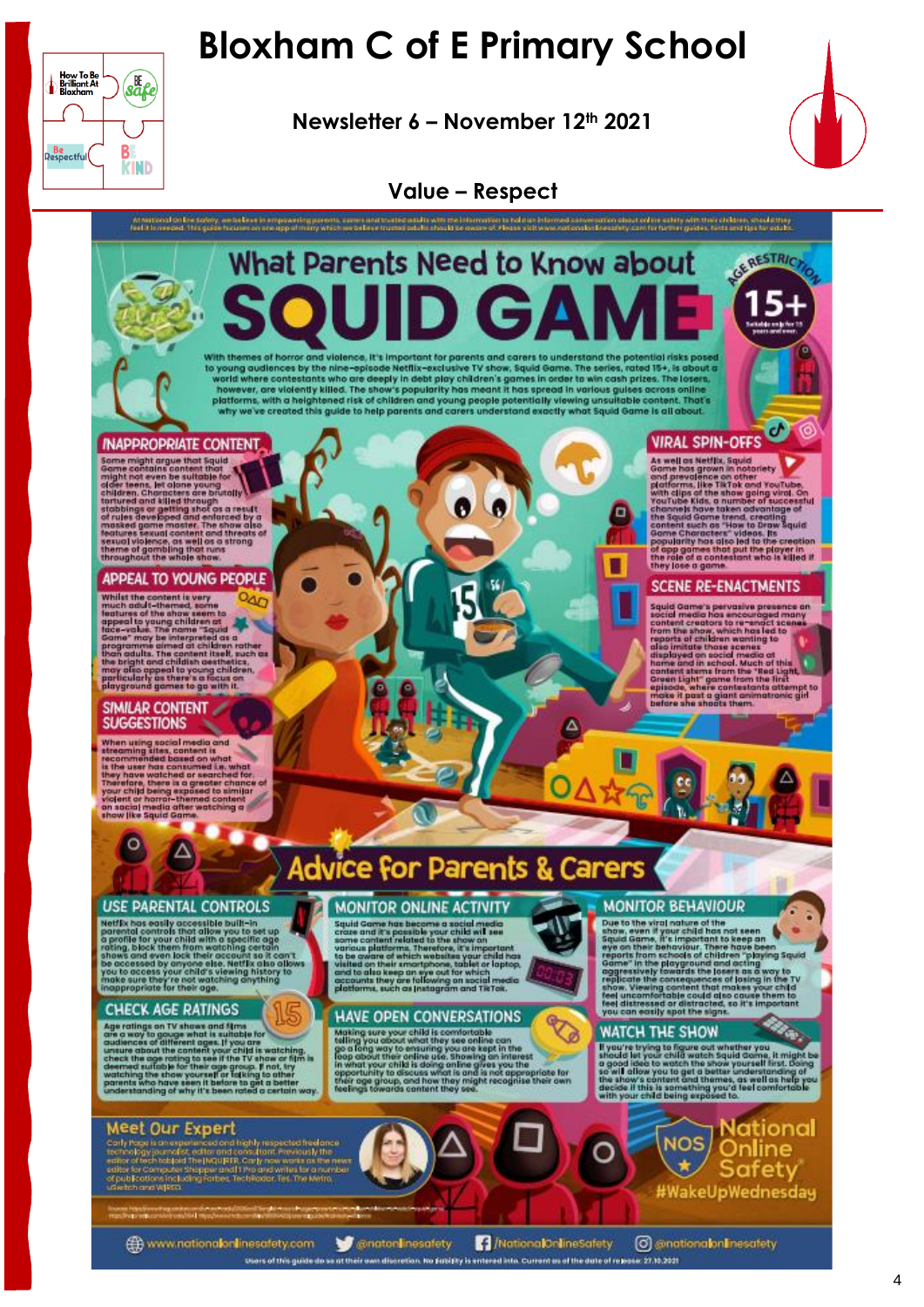# Bloxham C of E Primary School

**Newsletter 6 – November 12th 2021**

**Value – Respect**

At National Online Safety, we believe in empowering parents, carers and trusted adults with the information to hold an informed conversation about online safety with their children, should they feel it is needed. This guide focuses on one app of many which we believe trusted adults should be aware of. Please visit www.nationalonlinesafety.com for further guides, hints and tips for adults.

## What Parents Need to Know about SQUID GAME

**AGE RESTRICTION 15+** Suitable only for 15 years and over.

With themes of horror and violence, it's important for parents and carers to understand the potential risks posed to young audiences by the nine-episode Netflix-exclusive TV show, Squid Game. The series, rated 15+, is about a world where contestants who are deeply in debt play children's games in order to win cash prizes. The losers, however, are violently killed. The show's popularity has meant it has spread in various guises across online platforms, with a heightened risk of children and young people potentially viewing unsuitable content. That's why we've created this guide to help parents and carers understand exactly what Squid Game is all about.

### INAPPROPRIATE CONTENT

Some might argue that Squid Game contains content that might not even be suitable for older teens, let alone young children. Characters are brutally tortured and killed through stabbings or getting shot as a result of rules developed and enforced by a masked game master. The show also features sexual content and threats of sexual violence, as well as a strong theme of gambling that runs throughout the whole show.

### APPEAL TO YOUNG PEOPLE

Whilst the content is very much adult-themed, some features of the show seem to appeal to young children at face-value. The name "Squid Game" may be interpreted as a programme aimed at children rather than adults. The content itself, such as the bright and childish aesthetics, may also appeal to young children, particularly as there's a focus on playground games to go with it.

### SIMILAR CONTENT SUGGESTIONS

When using social media and streaming sites, content is recommended based on what is the user has consumed i.e. what they have watched or searched for. Therefore, there is a greater chance of your child being exposed to similar violent or horror-themed content on social media after watching a show like Squid Game.

### VIRAL SPIN-OFFS

As well as Netflix, Squid Game has grown in notoriety and prevalence on other platforms, like TikTok and YouTube, with clips of the show going viral. On YouTube Kids, a number of successful channels have taken advantage of the Squid Game trend, creating content such as "How to Draw Squid Game Characters" videos. Its popularity has also led to the creation of app games that put the player in the role of a contestant who is killed if they lose a game.

### SCENE RE-ENACTMENTS

Squid Game's pervasive presence on social media has encouraged many content creators to re-enact scenes from the show, which has led to reports of children wanting to also imitate those scenes displayed on social media at home and in school. Much of this content stems from the "Red Light, Green Light" game from the first episode, where contestants attempt to make it past a giant animatronic girl before she shoots them.

## Advice for Parents & Carers

### USE PARENTAL CONTROLS

Netflix has easily accessible built-in parental controls that allow you to set up a profile for your child with a specific age rating, block them from watching certain shows and even lock their account so it can't be accessed by anyone else. Netflix also allows you to access your child's viewing history to make sure they're not watching anything inappropriate for their age.

### CHECK AGE RATINGS

Age ratings on TV shows and films are a way to gauge what is suitable for audiences of different ages. If you are unsure about the content your child is watching, check the age rating to see if the TV show or film is deemed suitable for their age group. If not, try watching the show yourself or talking to other parents who have seen it before to get a better understanding of why it's been rated a certain way.

### MONITOR ONLINE ACTIVITY

Squid Game has become a social media craze and it's possible your child will see some content related to the show on various platforms. Therefore, it's important to be aware of which websites your child has visited on their smartphone, tablet or laptop, and to also keep an eye out for which accounts they are following on social media platforms, such as Instagram and TikTok.

### HAVE OPEN CONVERSATIONS

Making sure your child is comfortable telling you about what they see online can go a long way to ensuring you are kept in the loop about their online use. Showing an interest in what your child is doing online gives you the opportunity to discuss what is and is not appropriate for their age group, and how they might recognise their own feelings towards content they see.

### MONITOR BEHAVIOUR

Due to the viral nature of the show, even if your child has not seen Squid Game, it's important to keep an eye on their behaviour. There have been reports from schools of children "playing Squid Game" in the playground and acting aggressively towards the losers as a way to replicate the consequences of losing in the TV show. Viewing content that makes your child feel uncomfortable could also cause them to feel distressed or distracted, so it's important you can easily spot the signs.

### WATCH THE SHOW

If you're trying to figure out whether you should let your child watch Squid Game, it might be a good idea to watch the show yourself first. Doing so will allow you to get a better understanding of the show's content and themes, as well as help you decide if this is something you'd feel comfortable with your child being exposed to.

### Meet Our Expert

Carly Page is an experienced and highly respected freelance technology journalist, editor and consultant. Previously the editor of tech tabloid The INQUIRER, Carly now works as the news editor for Computer Shopper and IT Pro and writes for a number of publications including Forbes, TechRadar, Tes, The Metro, uSwitch and WIRED.

National Online Safety #WakeUpWednesday

www.nationalonlinesafety.com | @natonlinesafety | /NationalOnlineSafety | @nationalonlinesafety

Users of this guide do so at their own discretion. No liability is entered into. Current as of the date of release: 27.10.2021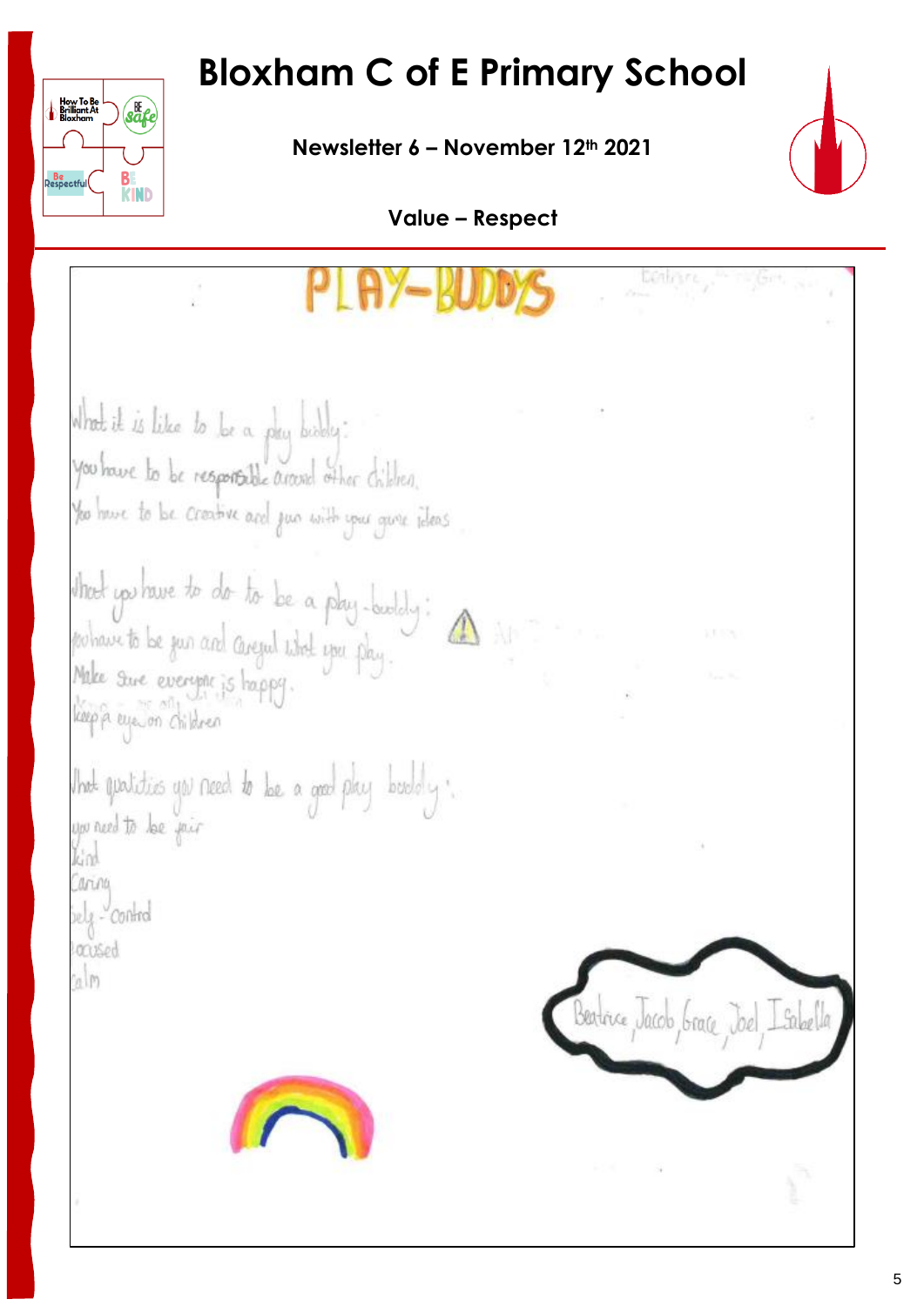# Bloxham C of E Primary School

**Newsletter 6 – November 12th 2021**

**Value – Respect**

## PLAY-BUDDYS

What it is like to be a play buddy:
you have to be responsible around other children.
You have to be creative and fun with your game ideas

What you have to do to be a play-buddy:
you have to be fun and careful what you play.
Make sure everyone is happy.
keep a eye on children

What qualities you need to be a good play buddy:
you need to be fair
kind
Caring
self-control
focused
calm

Beatrice, Jacob, Grace, Joel, Isabella